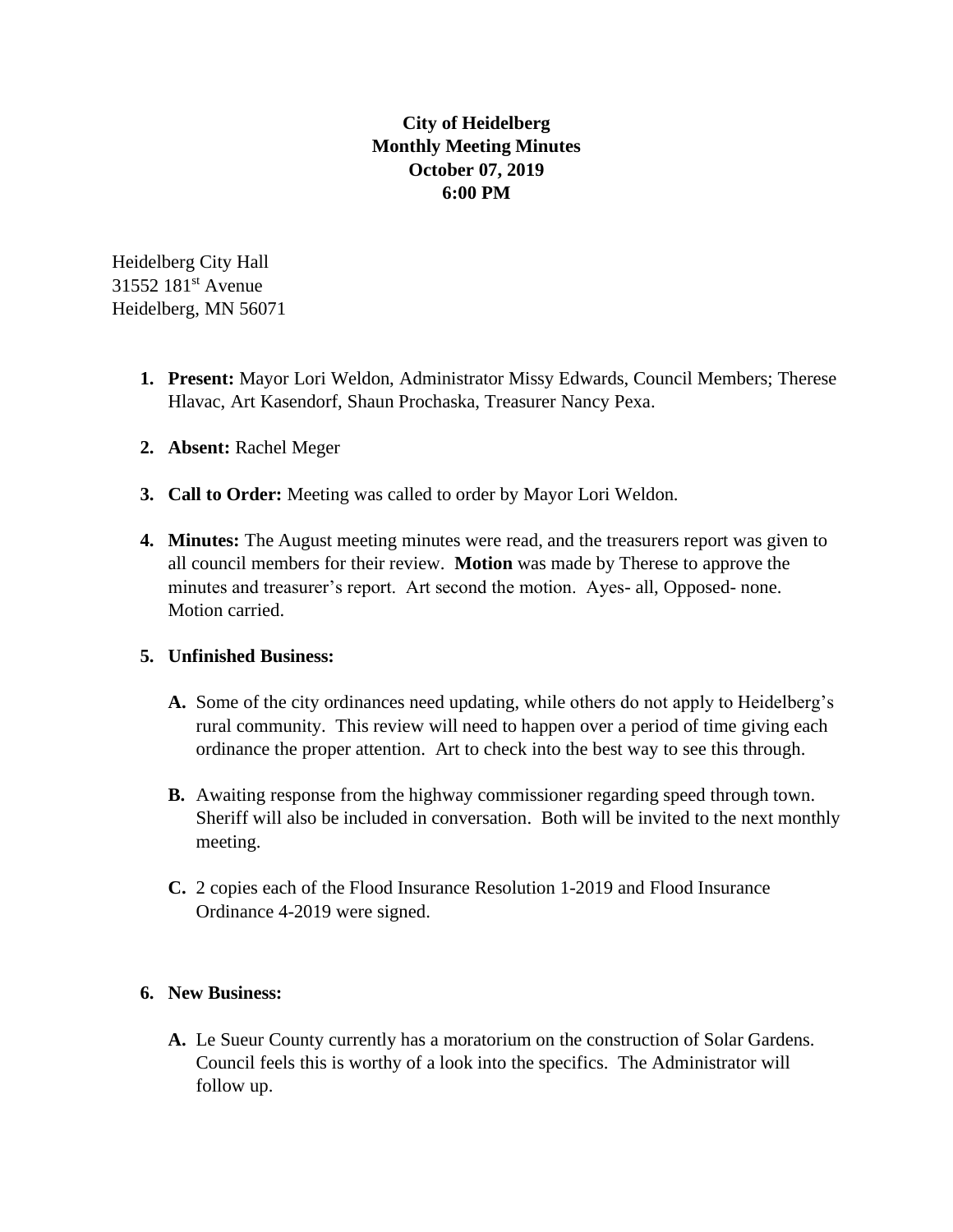**City of Heidelberg**
**Monthly Meeting Minutes**
**October 07, 2019**
**6:00 PM**

Heidelberg City Hall
31552 181st Avenue
Heidelberg, MN 56071

1. **Present:** Mayor Lori Weldon, Administrator Missy Edwards, Council Members; Therese Hlavac, Art Kasendorf, Shaun Prochaska, Treasurer Nancy Pexa.

2. **Absent:** Rachel Meger

3. **Call to Order:** Meeting was called to order by Mayor Lori Weldon.

4. **Minutes:** The August meeting minutes were read, and the treasurers report was given to all council members for their review. **Motion** was made by Therese to approve the minutes and treasurer's report. Art second the motion. Ayes- all, Opposed- none. Motion carried.

5. **Unfinished Business:**

   **A.** Some of the city ordinances need updating, while others do not apply to Heidelberg's rural community. This review will need to happen over a period of time giving each ordinance the proper attention. Art to check into the best way to see this through.

   **B.** Awaiting response from the highway commissioner regarding speed through town. Sheriff will also be included in conversation. Both will be invited to the next monthly meeting.

   **C.** 2 copies each of the Flood Insurance Resolution 1-2019 and Flood Insurance Ordinance 4-2019 were signed.

6. **New Business:**

   **A.** Le Sueur County currently has a moratorium on the construction of Solar Gardens. Council feels this is worthy of a look into the specifics. The Administrator will follow up.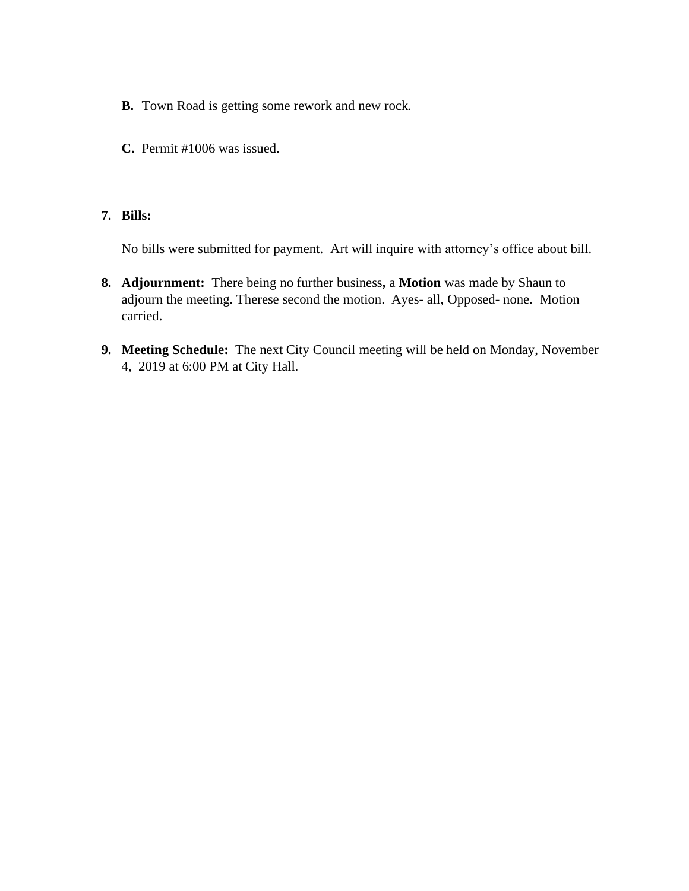**B.** Town Road is getting some rework and new rock.

**C.** Permit #1006 was issued.

7. **Bills:**

   No bills were submitted for payment. Art will inquire with attorney's office about bill.

8. **Adjournment:** There being no further business**,** a **Motion** was made by Shaun to adjourn the meeting. Therese second the motion. Ayes- all, Opposed- none. Motion carried.

9. **Meeting Schedule:** The next City Council meeting will be held on Monday, November 4, 2019 at 6:00 PM at City Hall.